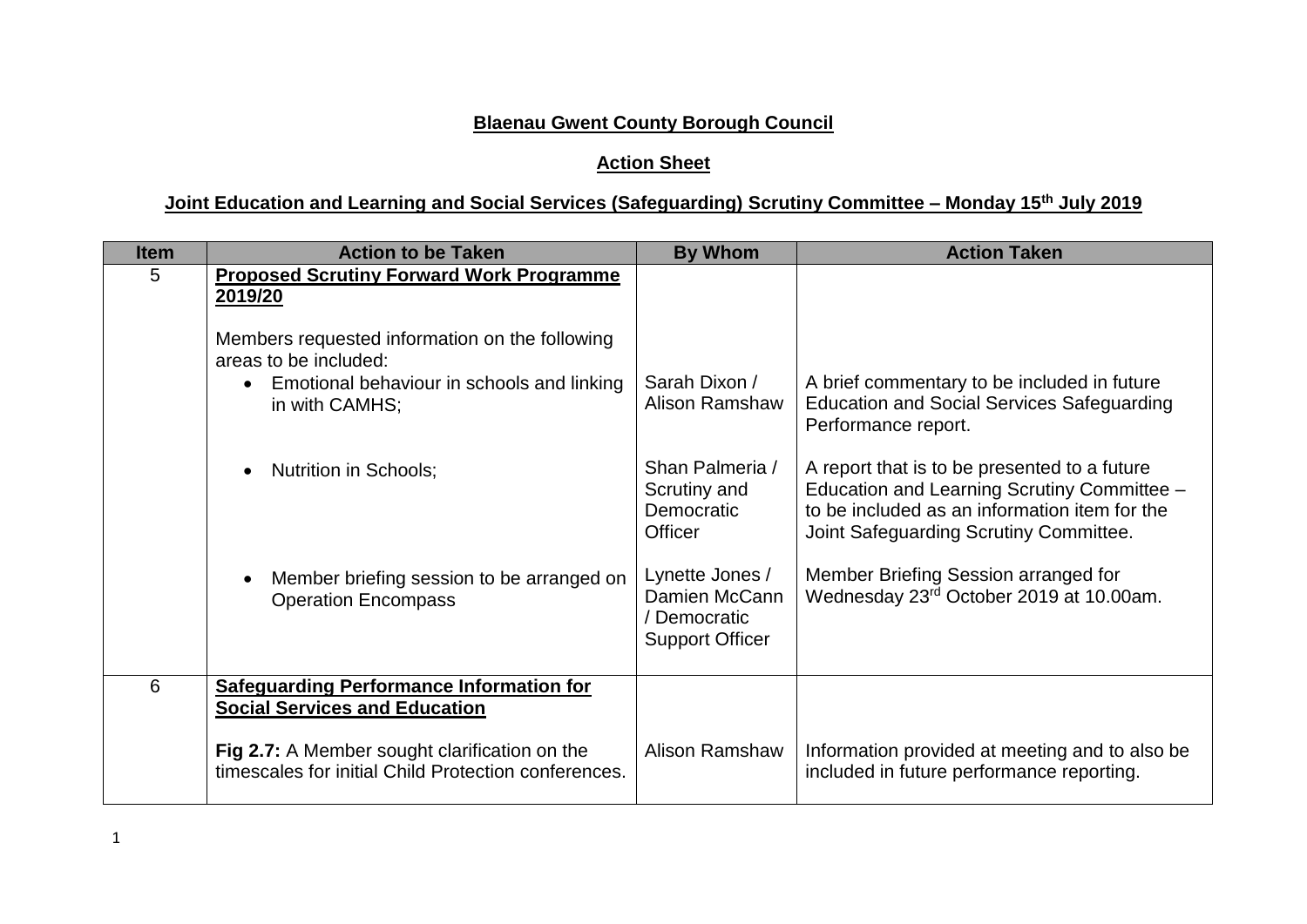**Blaenau Gwent County Borough Council**

**Action Sheet**

**Joint Education and Learning and Social Services (Safeguarding) Scrutiny Committee – Monday 15th July 2019**

| Item | Action to be Taken | By Whom | Action Taken |
|---|---|---|---|
| 5 | **Proposed Scrutiny Forward Work Programme 2019/20**<br><br>Members requested information on the following areas to be included:<br>• Emotional behaviour in schools and linking in with CAMHS; | Sarah Dixon / Alison Ramshaw | A brief commentary to be included in future Education and Social Services Safeguarding Performance report. |
| | • Nutrition in Schools; | Shan Palmeria / Scrutiny and Democratic Officer | A report that is to be presented to a future Education and Learning Scrutiny Committee – to be included as an information item for the Joint Safeguarding Scrutiny Committee. |
| | • Member briefing session to be arranged on Operation Encompass | Lynette Jones / Damien McCann / Democratic Support Officer | Member Briefing Session arranged for Wednesday 23rd October 2019 at 10.00am. |
| 6 | **Safeguarding Performance Information for Social Services and Education**<br><br>**Fig 2.7:** A Member sought clarification on the timescales for initial Child Protection conferences. | Alison Ramshaw | Information provided at meeting and to also be included in future performance reporting. |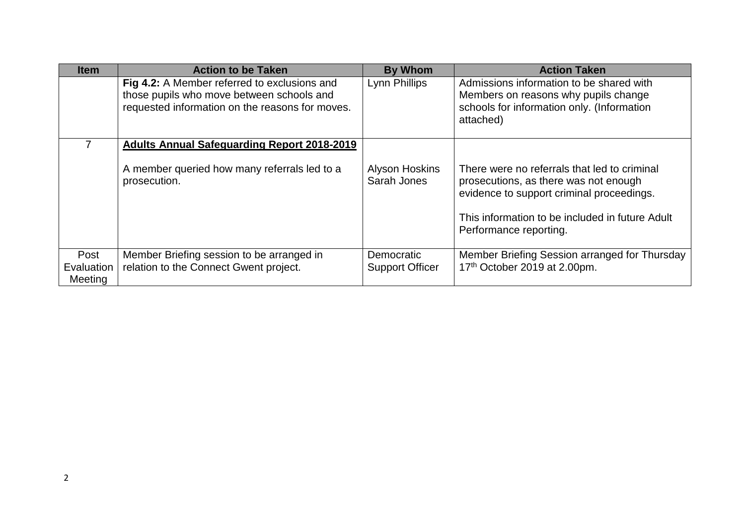| Item | Action to be Taken | By Whom | Action Taken |
|---|---|---|---|
| | **Fig 4.2:** A Member referred to exclusions and those pupils who move between schools and requested information on the reasons for moves. | Lynn Phillips | Admissions information to be shared with Members on reasons why pupils change schools for information only. (Information attached) |
| 7 | **Adults Annual Safeguarding Report 2018-2019**<br><br>A member queried how many referrals led to a prosecution. | Alyson Hoskins<br>Sarah Jones | There were no referrals that led to criminal prosecutions, as there was not enough evidence to support criminal proceedings.<br><br>This information to be included in future Adult Performance reporting. |
| Post Evaluation Meeting | Member Briefing session to be arranged in relation to the Connect Gwent project. | Democratic Support Officer | Member Briefing Session arranged for Thursday 17th October 2019 at 2.00pm. |